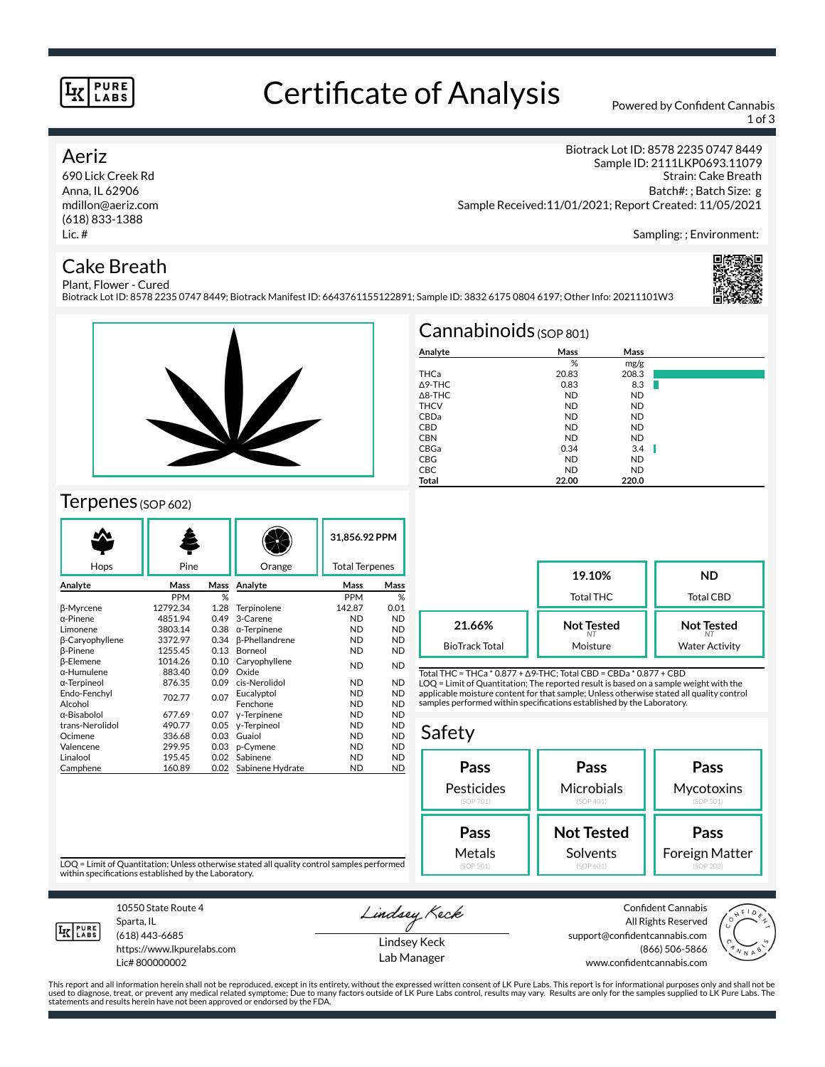# Certificate of Analysis

Powered by Confident Cannabis

## Aeriz

690 Lick Creek Rd
Anna, IL 62906
mdillon@aeriz.com
(618) 833-1388
Lic. #

Biotrack Lot ID: 8578 2235 0747 8449
Sample ID: 2111LKP0693.11079
Strain: Cake Breath
Batch#: ; Batch Size: g
Sample Received:11/01/2021; Report Created: 11/05/2021

Sampling: ; Environment:

## Cake Breath

Plant, Flower - Cured
Biotrack Lot ID: 8578 2235 0747 8449; Biotrack Manifest ID: 6643761155122891; Sample ID: 3832 6175 0804 6197; Other Info: 20211101W3

## Cannabinoids (SOP 801)

| Analyte | Mass % | Mass mg/g |
|---|---|---|
| THCa | 20.83 | 208.3 |
| Δ9-THC | 0.83 | 8.3 |
| Δ8-THC | ND | ND |
| THCV | ND | ND |
| CBDa | ND | ND |
| CBD | ND | ND |
| CBN | ND | ND |
| CBGa | 0.34 | 3.4 |
| CBG | ND | ND |
| CBC | ND | ND |
| **Total** | **22.00** | **220.0** |

| 19.10% | ND |
|---|---|
| Total THC | Total CBD |

| 21.66% | Not Tested | Not Tested |
|---|---|---|
| BioTrack Total | Moisture | Water Activity |

Total THC = THCa * 0.877 + Δ9-THC; Total CBD = CBDa * 0.877 + CBD
LOQ = Limit of Quantitation; The reported result is based on a sample weight with the applicable moisture content for that sample; Unless otherwise stated all quality control samples performed within specifications established by the Laboratory.

## Terpenes (SOP 602)

Hops | Pine | Orange | **31,856.92 PPM** Total Terpenes

| Analyte | Mass PPM | Mass % | Analyte | Mass PPM | Mass % |
|---|---|---|---|---|---|
| β-Myrcene | 12792.34 | 1.28 | Terpinolene | 142.87 | 0.01 |
| α-Pinene | 4851.94 | 0.49 | 3-Carene | ND | ND |
| Limonene | 3803.14 | 0.38 | α-Terpinene | ND | ND |
| β-Caryophyllene | 3372.97 | 0.34 | β-Phellandrene | ND | ND |
| β-Pinene | 1255.45 | 0.13 | Borneol | ND | ND |
| β-Elemene | 1014.26 | 0.10 | Caryophyllene Oxide | ND | ND |
| α-Humulene | 883.40 | 0.09 | | | |
| α-Terpineol | 876.35 | 0.09 | cis-Nerolidol | ND | ND |
| Endo-Fenchyl Alcohol | 702.77 | 0.07 | Eucalyptol | ND | ND |
| | | | Fenchone | ND | ND |
| α-Bisabolol | 677.69 | 0.07 | γ-Terpinene | ND | ND |
| trans-Nerolidol | 490.77 | 0.05 | γ-Terpineol | ND | ND |
| Ocimene | 336.68 | 0.03 | Guaiol | ND | ND |
| Valencene | 299.95 | 0.03 | p-Cymene | ND | ND |
| Linalool | 195.45 | 0.02 | Sabinene | ND | ND |
| Camphene | 160.89 | 0.02 | Sabinene Hydrate | ND | ND |

LOQ = Limit of Quantitation; Unless otherwise stated all quality control samples performed within specifications established by the Laboratory.

## Safety

| **Pass** Pesticides (SOP 701) | **Pass** Microbials (SOP 401) | **Pass** Mycotoxins (SOP 501) |
|---|---|---|
| **Pass** Metals (SOP 501) | **Not Tested** Solvents (SOP 601) | **Pass** Foreign Matter (SOP 203) |

10550 State Route 4
Sparta, IL
(618) 443-6685
https://www.lkpurelabs.com
Lic# 800000002

Lindsey Keck
Lab Manager

Confident Cannabis
All Rights Reserved
support@confidentcannabis.com
(866) 506-5866
www.confidentcannabis.com

This report and all information herein shall not be reproduced, except in its entirety, without the expressed written consent of LK Pure Labs. This report is for informational purposes only and shall not be used to diagnose, treat, or prevent any medical related symptome; Due to many factors outside of LK Pure Labs control, results may vary. Results are only for the samples supplied to LK Pure Labs. The statements and results herein have not been approved or endorsed by the FDA.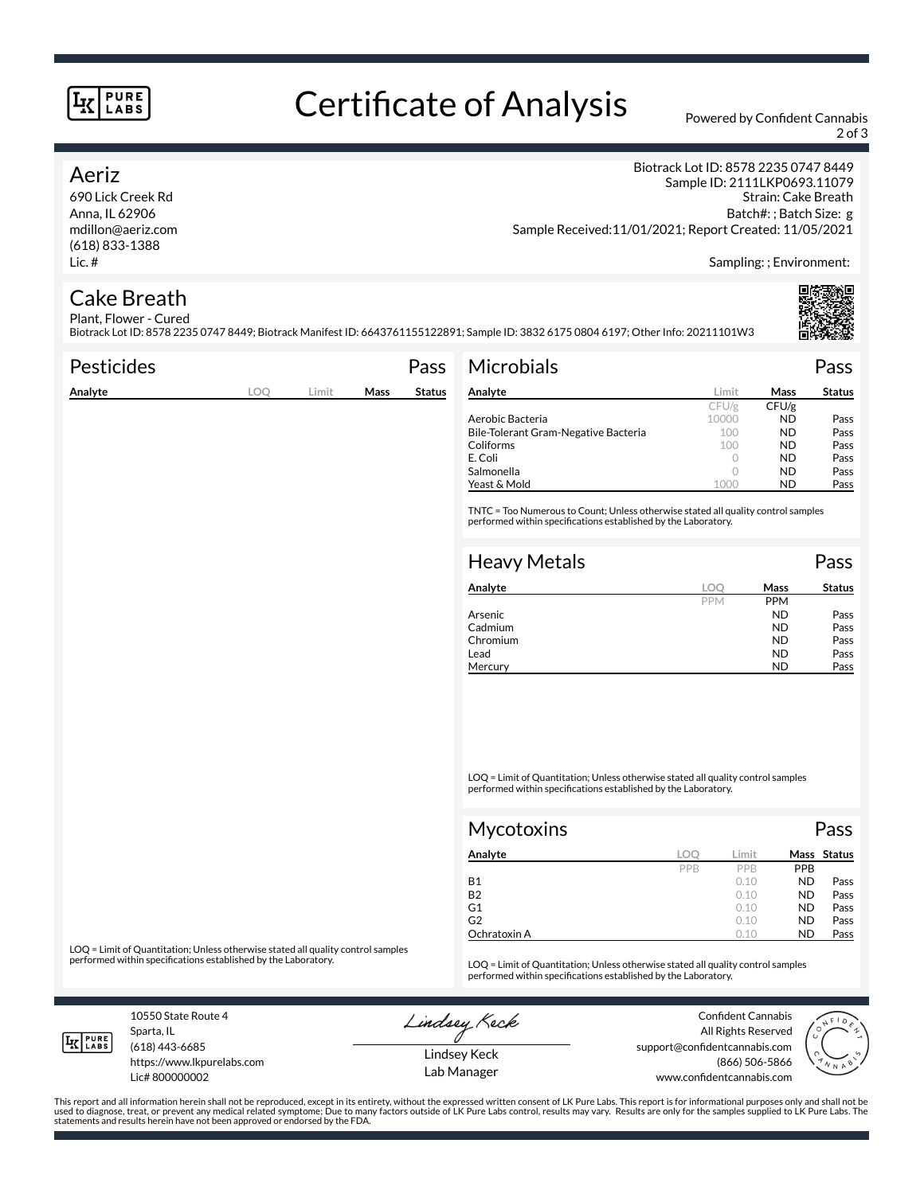# Certificate of Analysis

Powered by Confident Cannabis

## Aeriz

690 Lick Creek Rd
Anna, IL 62906
mdillon@aeriz.com
(618) 833-1388
Lic. #

Biotrack Lot ID: 8578 2235 0747 8449
Sample ID: 2111LKP0693.11079
Strain: Cake Breath
Batch#: ; Batch Size: g
Sample Received:11/01/2021; Report Created: 11/05/2021

Sampling: ; Environment:

## Cake Breath

Plant, Flower - Cured
Biotrack Lot ID: 8578 2235 0747 8449; Biotrack Manifest ID: 6643761155122891; Sample ID: 3832 6175 0804 6197; Other Info: 20211101W3

### Pesticides — Pass

| Analyte | LOQ | Limit | Mass | Status |
|---|---|---|---|---|

LOQ = Limit of Quantitation; Unless otherwise stated all quality control samples performed within specifications established by the Laboratory.

### Microbials — Pass

| Analyte | Limit | Mass | Status |
|---|---|---|---|
| | CFU/g | CFU/g | |
| Aerobic Bacteria | 10000 | ND | Pass |
| Bile-Tolerant Gram-Negative Bacteria | 100 | ND | Pass |
| Coliforms | 100 | ND | Pass |
| E. Coli | 0 | ND | Pass |
| Salmonella | 0 | ND | Pass |
| Yeast & Mold | 1000 | ND | Pass |

TNTC = Too Numerous to Count; Unless otherwise stated all quality control samples performed within specifications established by the Laboratory.

### Heavy Metals — Pass

| Analyte | LOQ | Mass | Status |
|---|---|---|---|
| | PPM | PPM | |
| Arsenic | | ND | Pass |
| Cadmium | | ND | Pass |
| Chromium | | ND | Pass |
| Lead | | ND | Pass |
| Mercury | | ND | Pass |

LOQ = Limit of Quantitation; Unless otherwise stated all quality control samples performed within specifications established by the Laboratory.

### Mycotoxins — Pass

| Analyte | LOQ | Limit | Mass | Status |
|---|---|---|---|---|
| | PPB | PPB | PPB | |
| B1 | | 0.10 | ND | Pass |
| B2 | | 0.10 | ND | Pass |
| G1 | | 0.10 | ND | Pass |
| G2 | | 0.10 | ND | Pass |
| Ochratoxin A | | 0.10 | ND | Pass |

LOQ = Limit of Quantitation; Unless otherwise stated all quality control samples performed within specifications established by the Laboratory.

10550 State Route 4
Sparta, IL
(618) 443-6685
https://www.lkpurelabs.com
Lic# 800000002

Lindsey Keck
Lab Manager

Confident Cannabis
All Rights Reserved
support@confidentcannabis.com
(866) 506-5866
www.confidentcannabis.com

This report and all information herein shall not be reproduced, except in its entirety, without the expressed written consent of LK Pure Labs. This report is for informational purposes only and shall not be used to diagnose, treat, or prevent any medical related symptome; Due to many factors outside of LK Pure Labs control, results may vary. Results are only for the samples supplied to LK Pure Labs. The statements and results herein have not been approved or endorsed by the FDA.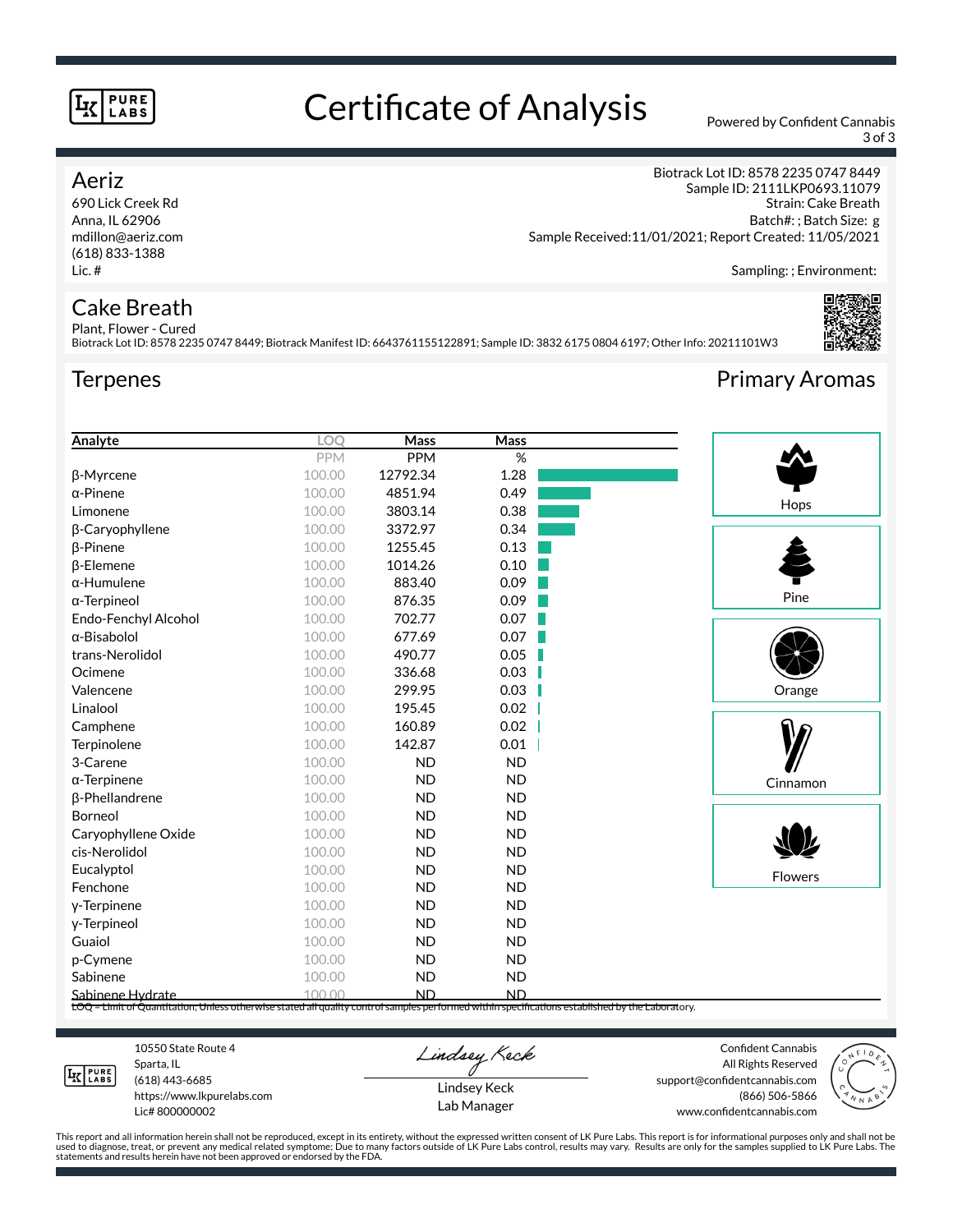# Certificate of Analysis

Powered by Confident Cannabis

## Aeriz

690 Lick Creek Rd
Anna, IL 62906
mdillon@aeriz.com
(618) 833-1388
Lic. #

Biotrack Lot ID: 8578 2235 0747 8449
Sample ID: 2111LKP0693.11079
Strain: Cake Breath
Batch#: ; Batch Size: g
Sample Received:11/01/2021; Report Created: 11/05/2021

Sampling: ; Environment:

## Cake Breath

Plant, Flower - Cured
Biotrack Lot ID: 8578 2235 0747 8449; Biotrack Manifest ID: 6643761155122891; Sample ID: 3832 6175 0804 6197; Other Info: 20211101W3

## Terpenes

| Analyte | LOQ | Mass | Mass |
|---|---|---|---|
| | PPM | PPM | % |
| β-Myrcene | 100.00 | 12792.34 | 1.28 |
| α-Pinene | 100.00 | 4851.94 | 0.49 |
| Limonene | 100.00 | 3803.14 | 0.38 |
| β-Caryophyllene | 100.00 | 3372.97 | 0.34 |
| β-Pinene | 100.00 | 1255.45 | 0.13 |
| β-Elemene | 100.00 | 1014.26 | 0.10 |
| α-Humulene | 100.00 | 883.40 | 0.09 |
| α-Terpineol | 100.00 | 876.35 | 0.09 |
| Endo-Fenchyl Alcohol | 100.00 | 702.77 | 0.07 |
| α-Bisabolol | 100.00 | 677.69 | 0.07 |
| trans-Nerolidol | 100.00 | 490.77 | 0.05 |
| Ocimene | 100.00 | 336.68 | 0.03 |
| Valencene | 100.00 | 299.95 | 0.03 |
| Linalool | 100.00 | 195.45 | 0.02 |
| Camphene | 100.00 | 160.89 | 0.02 |
| Terpinolene | 100.00 | 142.87 | 0.01 |
| 3-Carene | 100.00 | ND | ND |
| α-Terpinene | 100.00 | ND | ND |
| β-Phellandrene | 100.00 | ND | ND |
| Borneol | 100.00 | ND | ND |
| Caryophyllene Oxide | 100.00 | ND | ND |
| cis-Nerolidol | 100.00 | ND | ND |
| Eucalyptol | 100.00 | ND | ND |
| Fenchone | 100.00 | ND | ND |
| γ-Terpinene | 100.00 | ND | ND |
| γ-Terpineol | 100.00 | ND | ND |
| Guaiol | 100.00 | ND | ND |
| p-Cymene | 100.00 | ND | ND |
| Sabinene | 100.00 | ND | ND |
| Sabinene Hydrate | 100.00 | ND | ND |

LOQ = Limit of Quantitation; Unless otherwise stated all quality control samples performed within specifications established by the Laboratory.

## Primary Aromas

Hops
Pine
Orange
Cinnamon
Flowers

10550 State Route 4
Sparta, IL
(618) 443-6685
https://www.lkpurelabs.com
Lic# 800000002

Lindsey Keck
Lab Manager

Confident Cannabis
All Rights Reserved
support@confidentcannabis.com
(866) 506-5866
www.confidentcannabis.com

This report and all information herein shall not be reproduced, except in its entirety, without the expressed written consent of LK Pure Labs. This report is for informational purposes only and shall not be used to diagnose, treat, or prevent any medical related symptome; Due to many factors outside of LK Pure Labs control, results may vary. Results are only for the samples supplied to LK Pure Labs. The statements and results herein have not been approved or endorsed by the FDA.